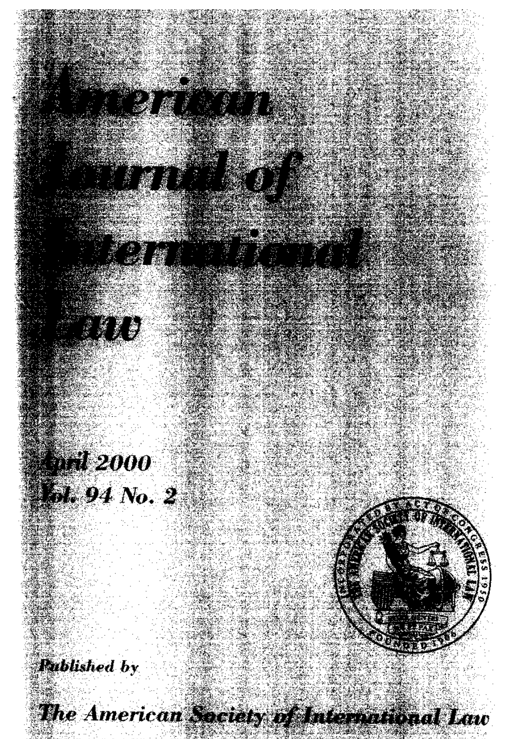# American Journal of International Law

April 2000
Vol. 94 No. 2

*Published by*

***The American Society of International Law***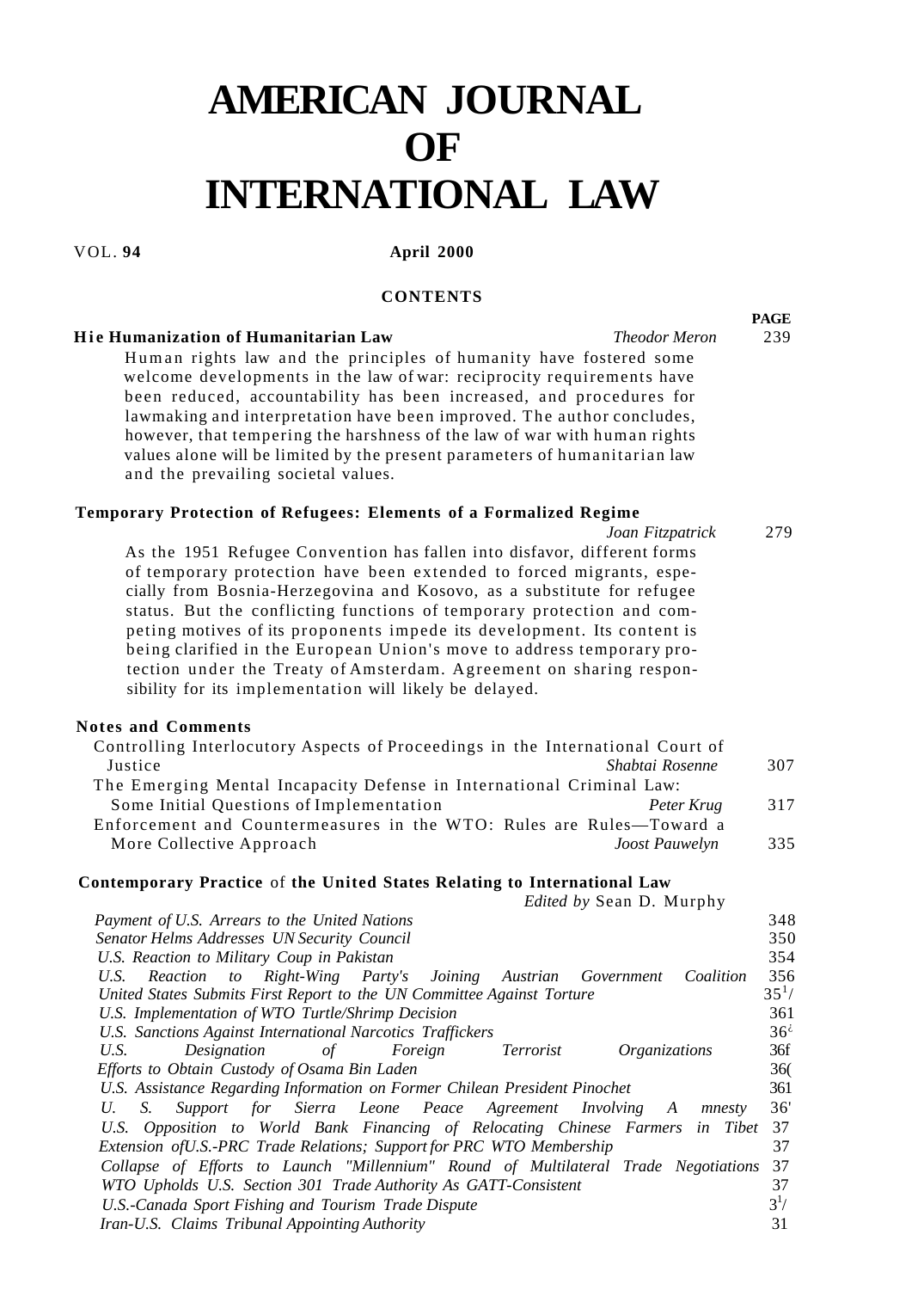# AMERICAN JOURNAL OF INTERNATIONAL LAW

VOL. **94** **April 2000**

**CONTENTS**

| | | PAGE |
|---|---|---|
| **Hie Humanization of Humanitarian Law** | *Theodor Meron* | 239 |

Human rights law and the principles of humanity have fostered some welcome developments in the law of war: reciprocity requirements have been reduced, accountability has been increased, and procedures for lawmaking and interpretation have been improved. The author concludes, however, that tempering the harshness of the law of war with human rights values alone will be limited by the present parameters of humanitarian law and the prevailing societal values.

| | | |
|---|---|---|
| **Temporary Protection of Refugees: Elements of a Formalized Regime** | *Joan Fitzpatrick* | 279 |

As the 1951 Refugee Convention has fallen into disfavor, different forms of temporary protection have been extended to forced migrants, especially from Bosnia-Herzegovina and Kosovo, as a substitute for refugee status. But the conflicting functions of temporary protection and competing motives of its proponents impede its development. Its content is being clarified in the European Union's move to address temporary protection under the Treaty of Amsterdam. Agreement on sharing responsibility for its implementation will likely be delayed.

**Notes and Comments**

| | | |
|---|---|---|
| Controlling Interlocutory Aspects of Proceedings in the International Court of Justice | *Shabtai Rosenne* | 307 |
| The Emerging Mental Incapacity Defense in International Criminal Law: Some Initial Questions of Implementation | *Peter Krug* | 317 |
| Enforcement and Countermeasures in the WTO: Rules are Rules—Toward a More Collective Approach | *Joost Pauwelyn* | 335 |

**Contemporary Practice** of **the United States Relating to International Law**

*Edited by* Sean D. Murphy

| | |
|---|---|
| *Payment of U.S. Arrears to the United Nations* | 348 |
| *Senator Helms Addresses UN Security Council* | 350 |
| *U.S. Reaction to Military Coup in Pakistan* | 354 |
| *U.S. Reaction to Right-Wing Party's Joining Austrian Government Coalition* | 356 |
| *United States Submits First Report to the UN Committee Against Torture* | 35[1]/ |
| *U.S. Implementation of WTO Turtle/Shrimp Decision* | 361 |
| *U.S. Sanctions Against International Narcotics Traffickers* | 36¿ |
| *U.S. Designation of Foreign Terrorist Organizations* | 36f |
| *Efforts to Obtain Custody of Osama Bin Laden* | 36( |
| *U.S. Assistance Regarding Information on Former Chilean President Pinochet* | 361 |
| *U. S. Support for Sierra Leone Peace Agreement Involving A mnesty* | 36' |
| *U.S. Opposition to World Bank Financing of Relocating Chinese Farmers in Tibet* | 37 |
| *Extension ofU.S.-PRC Trade Relations; Support for PRC WTO Membership* | 37 |
| *Collapse of Efforts to Launch "Millennium" Round of Multilateral Trade Negotiations* | 37 |
| *WTO Upholds U.S. Section 301 Trade Authority As GATT-Consistent* | 37 |
| *U.S.-Canada Sport Fishing and Tourism Trade Dispute* | 3[1]/ |
| *Iran-U.S. Claims Tribunal Appointing Authority* | 31 |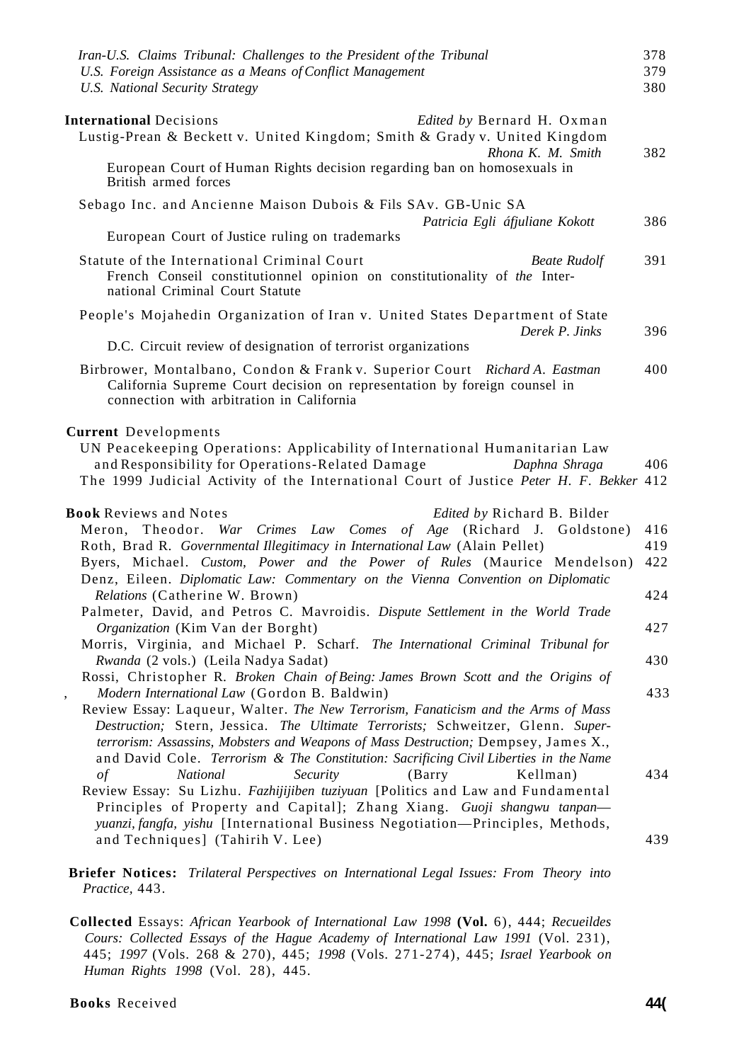*Iran-U.S. Claims Tribunal: Challenges to the President of the Tribunal* 378
*U.S. Foreign Assistance as a Means of Conflict Management* 379
*U.S. National Security Strategy* 380

**International** Decisions *Edited by* Bernard H. Oxman

Lustig-Prean & Beckett v. United Kingdom; Smith & Grady v. United Kingdom *Rhona K. M. Smith* 382
European Court of Human Rights decision regarding ban on homosexuals in British armed forces

Sebago Inc. and Ancienne Maison Dubois & Fils SAv. GB-Unic SA *Patricia Egli áfjuliane Kokott* 386
European Court of Justice ruling on trademarks

Statute of the International Criminal Court *Beate Rudolf* 391
French Conseil constitutionnel opinion on constitutionality of *the* International Criminal Court Statute

People's Mojahedin Organization of Iran v. United States Department of State *Derek P. Jinks* 396
D.C. Circuit review of designation of terrorist organizations

Birbrower, Montalbano, Condon & Frank v. Superior Court *Richard A. Eastman* 400
California Supreme Court decision on representation by foreign counsel in connection with arbitration in California

**Current** Developments

UN Peacekeeping Operations: Applicability of International Humanitarian Law and Responsibility for Operations-Related Damage *Daphna Shraga* 406
The 1999 Judicial Activity of the International Court of Justice *Peter H. F. Bekker* 412

**Book** Reviews and Notes *Edited by* Richard B. Bilder

Meron, Theodor. *War Crimes Law Comes of Age* (Richard J. Goldstone) 416
Roth, Brad R. *Governmental Illegitimacy in International Law* (Alain Pellet) 419
Byers, Michael. *Custom, Power and the Power of Rules* (Maurice Mendelson) 422
Denz, Eileen. *Diplomatic Law: Commentary on the Vienna Convention on Diplomatic Relations* (Catherine W. Brown) 424
Palmeter, David, and Petros C. Mavroidis. *Dispute Settlement in the World Trade Organization* (Kim Van der Borght) 427
Morris, Virginia, and Michael P. Scharf. *The International Criminal Tribunal for Rwanda* (2 vols.) (Leila Nadya Sadat) 430
Rossi, Christopher R. *Broken Chain of Being: James Brown Scott and the Origins of Modern International Law* (Gordon B. Baldwin) 433
Review Essay: Laqueur, Walter. *The New Terrorism, Fanaticism and the Arms of Mass Destruction;* Stern, Jessica. *The Ultimate Terrorists;* Schweitzer, Glenn. *Superterrorism: Assassins, Mobsters and Weapons of Mass Destruction;* Dempsey, James X., and David Cole. *Terrorism & The Constitution: Sacrificing Civil Liberties in the Name of National Security* (Barry Kellman) 434
Review Essay: Su Lizhu. *Fazhijijiben tuziyuan* [Politics and Law and Fundamental Principles of Property and Capital]; Zhang Xiang. *Guoji shangwu tanpan—yuanzi, fangfa, yishu* [International Business Negotiation—Principles, Methods, and Techniques] (Tahirih V. Lee) 439

**Briefer Notices:** *Trilateral Perspectives on International Legal Issues: From Theory into Practice,* 443.

**Collected** Essays: *African Yearbook of International Law 1998* **(Vol.** 6), 444; *Recueildes Cours: Collected Essays of the Hague Academy of International Law 1991* (Vol. 231), 445; *1997* (Vols. 268 & 270), 445; *1998* (Vols. 271-274), 445; *Israel Yearbook on Human Rights 1998* (Vol. 28), 445.

**Books** Received **44(**